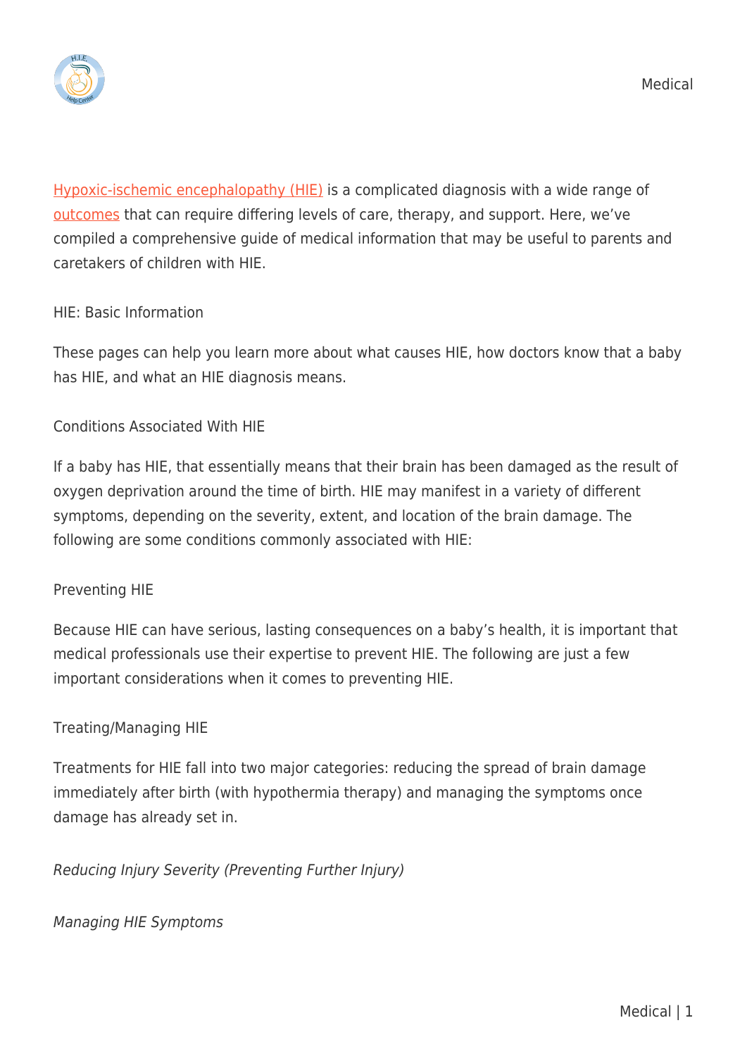[Hypoxic-ischemic encephalopathy (HIE)] is a complicated diagnosis with a wide range of [outcomes] that can require differing levels of care, therapy, and support. Here, we've compiled a comprehensive guide of medical information that may be useful to parents and caretakers of children with HIE.

## HIE: Basic Information

These pages can help you learn more about what causes HIE, how doctors know that a baby has HIE, and what an HIE diagnosis means.

## Conditions Associated With HIE

If a baby has HIE, that essentially means that their brain has been damaged as the result of oxygen deprivation around the time of birth. HIE may manifest in a variety of different symptoms, depending on the severity, extent, and location of the brain damage. The following are some conditions commonly associated with HIE:

## Preventing HIE

Because HIE can have serious, lasting consequences on a baby's health, it is important that medical professionals use their expertise to prevent HIE. The following are just a few important considerations when it comes to preventing HIE.

## Treating/Managing HIE

Treatments for HIE fall into two major categories: reducing the spread of brain damage immediately after birth (with hypothermia therapy) and managing the symptoms once damage has already set in.

### *Reducing Injury Severity (Preventing Further Injury)*

### *Managing HIE Symptoms*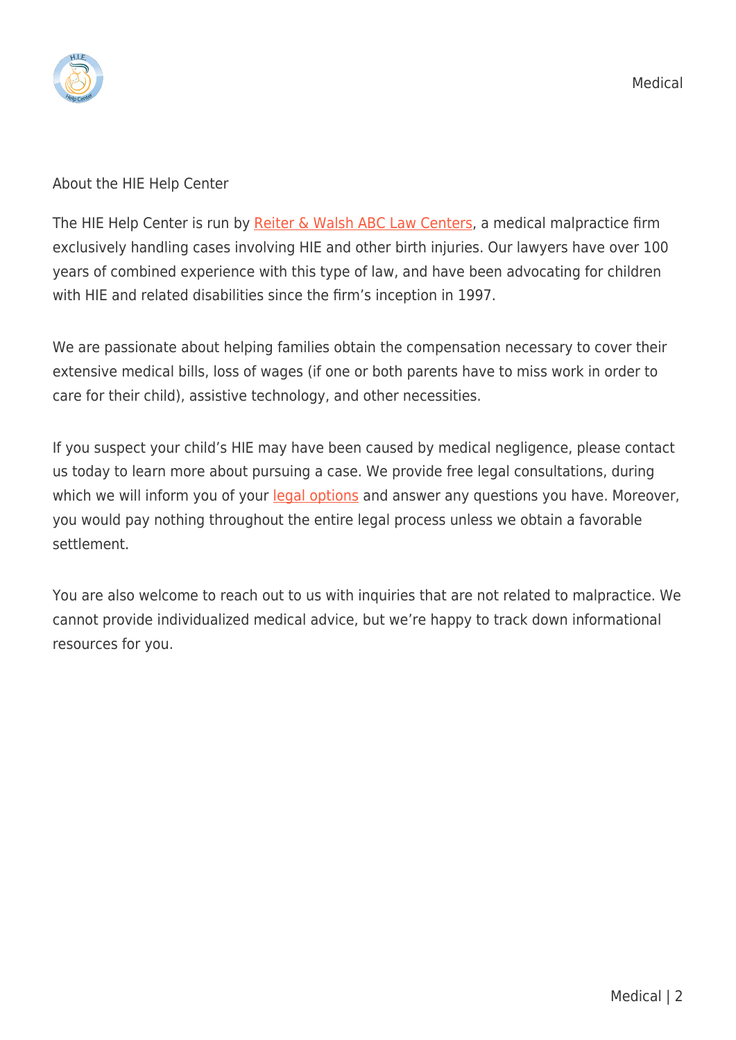## About the HIE Help Center

The HIE Help Center is run by Reiter & Walsh ABC Law Centers, a medical malpractice firm exclusively handling cases involving HIE and other birth injuries. Our lawyers have over 100 years of combined experience with this type of law, and have been advocating for children with HIE and related disabilities since the firm's inception in 1997.

We are passionate about helping families obtain the compensation necessary to cover their extensive medical bills, loss of wages (if one or both parents have to miss work in order to care for their child), assistive technology, and other necessities.

If you suspect your child's HIE may have been caused by medical negligence, please contact us today to learn more about pursuing a case. We provide free legal consultations, during which we will inform you of your legal options and answer any questions you have. Moreover, you would pay nothing throughout the entire legal process unless we obtain a favorable settlement.

You are also welcome to reach out to us with inquiries that are not related to malpractice. We cannot provide individualized medical advice, but we're happy to track down informational resources for you.